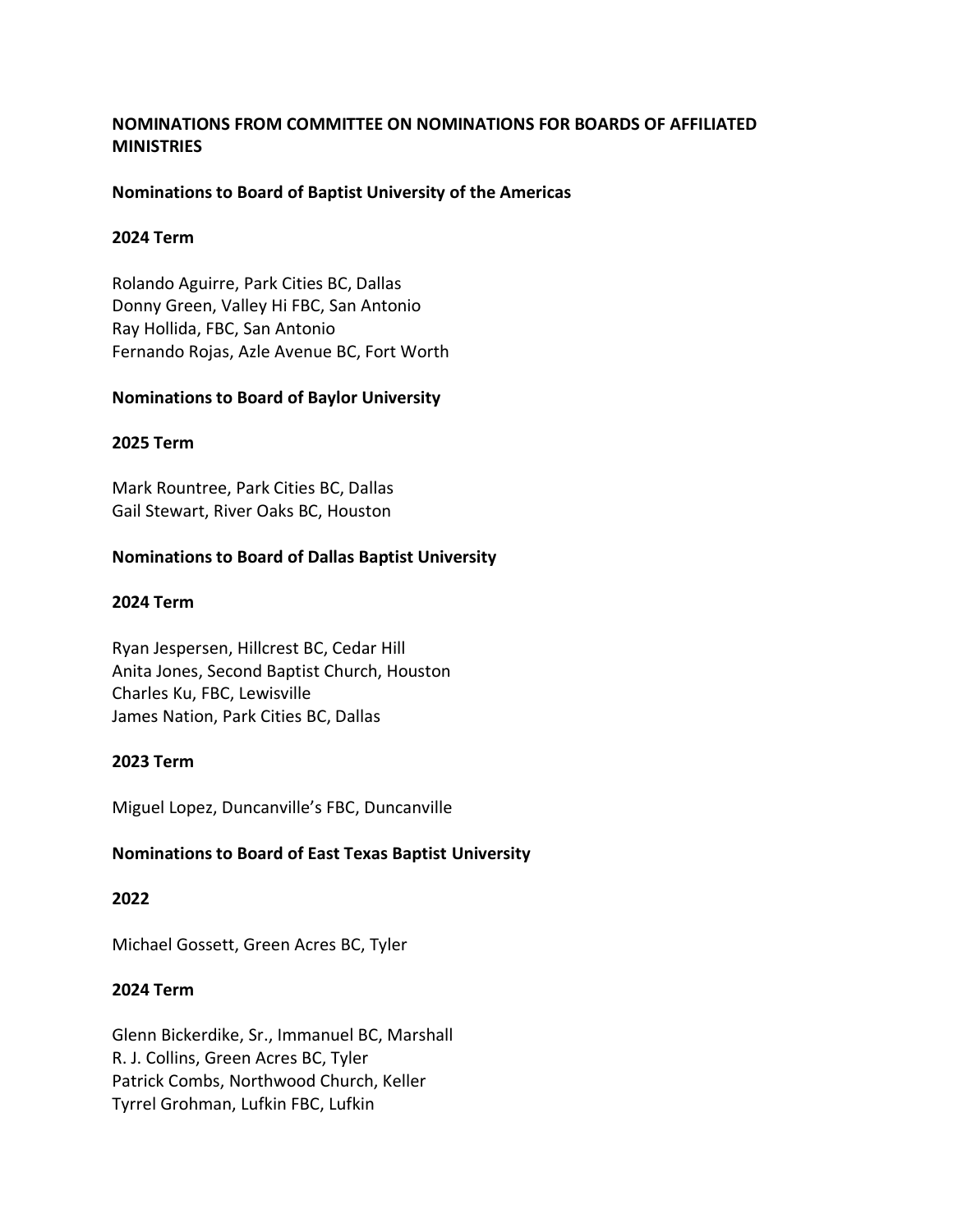## NOMINATIONS FROM COMMITTEE ON NOMINATIONS FOR BOARDS OF AFFILIATED MINISTRIES

### Nominations to Board of Baptist University of the Americas

**2024 Term**

Rolando Aguirre, Park Cities BC, Dallas
Donny Green, Valley Hi FBC, San Antonio
Ray Hollida, FBC, San Antonio
Fernando Rojas, Azle Avenue BC, Fort Worth

### Nominations to Board of Baylor University

**2025 Term**

Mark Rountree, Park Cities BC, Dallas
Gail Stewart, River Oaks BC, Houston

### Nominations to Board of Dallas Baptist University

**2024 Term**

Ryan Jespersen, Hillcrest BC, Cedar Hill
Anita Jones, Second Baptist Church, Houston
Charles Ku, FBC, Lewisville
James Nation, Park Cities BC, Dallas

**2023 Term**

Miguel Lopez, Duncanville's FBC, Duncanville

### Nominations to Board of East Texas Baptist University

**2022**

Michael Gossett, Green Acres BC, Tyler

**2024 Term**

Glenn Bickerdike, Sr., Immanuel BC, Marshall
R. J. Collins, Green Acres BC, Tyler
Patrick Combs, Northwood Church, Keller
Tyrrel Grohman, Lufkin FBC, Lufkin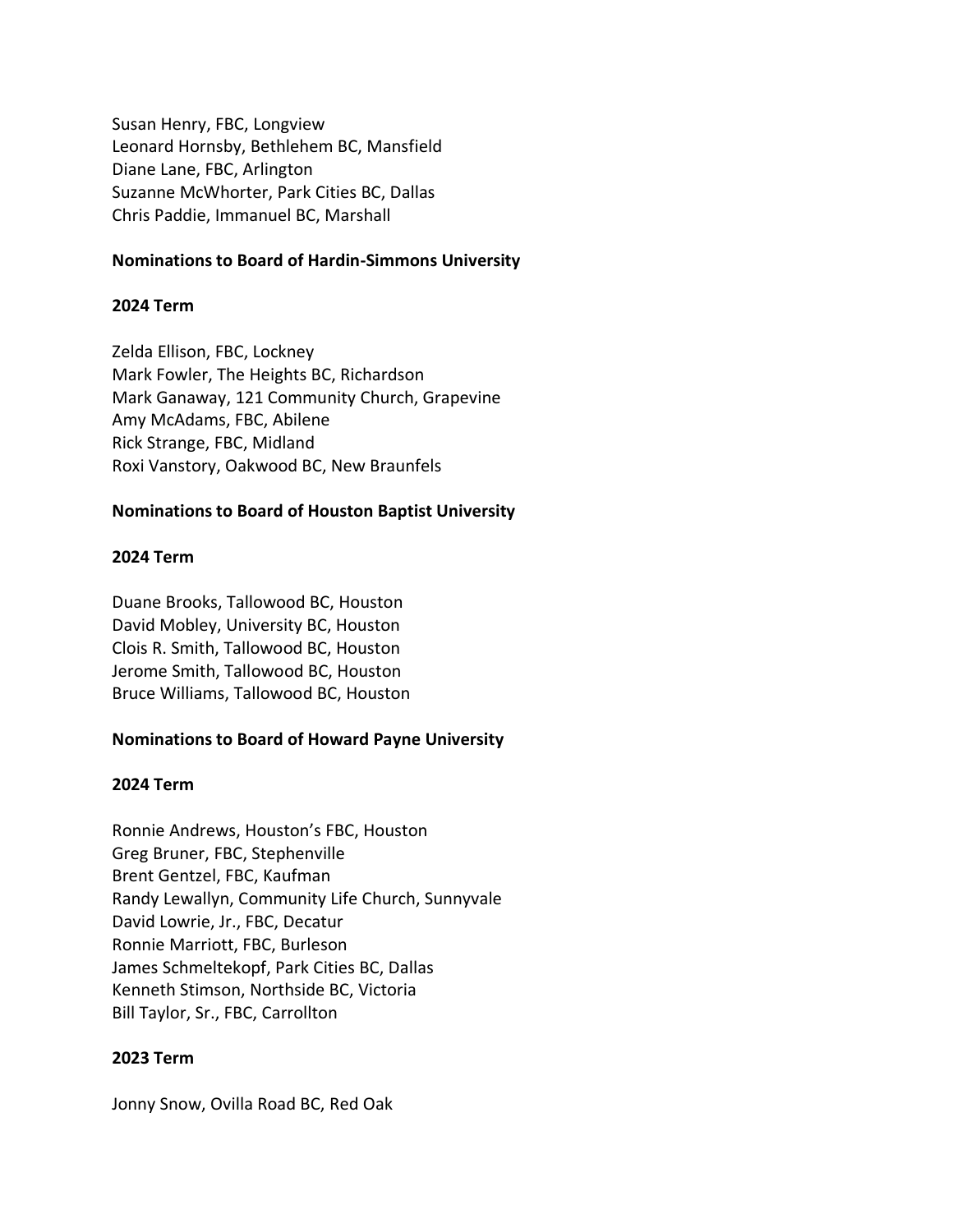Susan Henry, FBC, Longview
Leonard Hornsby, Bethlehem BC, Mansfield
Diane Lane, FBC, Arlington
Suzanne McWhorter, Park Cities BC, Dallas
Chris Paddie, Immanuel BC, Marshall

**Nominations to Board of Hardin-Simmons University**

**2024 Term**

Zelda Ellison, FBC, Lockney
Mark Fowler, The Heights BC, Richardson
Mark Ganaway, 121 Community Church, Grapevine
Amy McAdams, FBC, Abilene
Rick Strange, FBC, Midland
Roxi Vanstory, Oakwood BC, New Braunfels

**Nominations to Board of Houston Baptist University**

**2024 Term**

Duane Brooks, Tallowood BC, Houston
David Mobley, University BC, Houston
Clois R. Smith, Tallowood BC, Houston
Jerome Smith, Tallowood BC, Houston
Bruce Williams, Tallowood BC, Houston

**Nominations to Board of Howard Payne University**

**2024 Term**

Ronnie Andrews, Houston's FBC, Houston
Greg Bruner, FBC, Stephenville
Brent Gentzel, FBC, Kaufman
Randy Lewallyn, Community Life Church, Sunnyvale
David Lowrie, Jr., FBC, Decatur
Ronnie Marriott, FBC, Burleson
James Schmeltekopf, Park Cities BC, Dallas
Kenneth Stimson, Northside BC, Victoria
Bill Taylor, Sr., FBC, Carrollton

**2023 Term**

Jonny Snow, Ovilla Road BC, Red Oak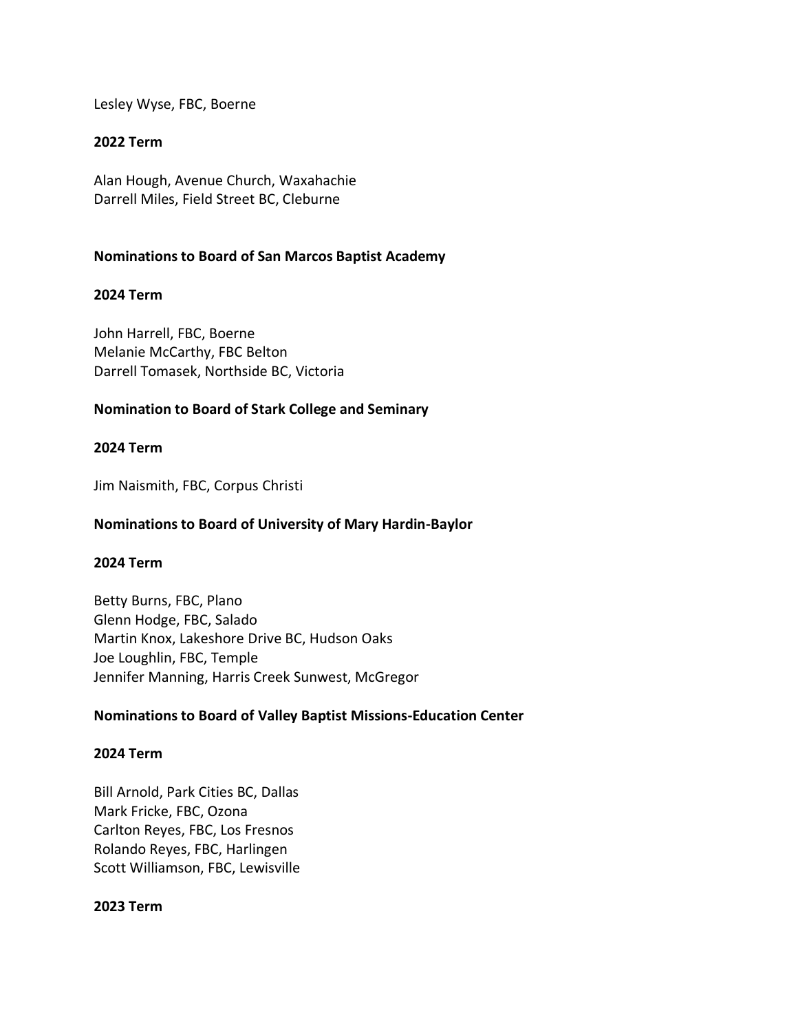Lesley Wyse, FBC, Boerne

**2022 Term**

Alan Hough, Avenue Church, Waxahachie
Darrell Miles, Field Street BC, Cleburne

**Nominations to Board of San Marcos Baptist Academy**

**2024 Term**

John Harrell, FBC, Boerne
Melanie McCarthy, FBC Belton
Darrell Tomasek, Northside BC, Victoria

**Nomination to Board of Stark College and Seminary**

**2024 Term**

Jim Naismith, FBC, Corpus Christi

**Nominations to Board of University of Mary Hardin-Baylor**

**2024 Term**

Betty Burns, FBC, Plano
Glenn Hodge, FBC, Salado
Martin Knox, Lakeshore Drive BC, Hudson Oaks
Joe Loughlin, FBC, Temple
Jennifer Manning, Harris Creek Sunwest, McGregor

**Nominations to Board of Valley Baptist Missions-Education Center**

**2024 Term**

Bill Arnold, Park Cities BC, Dallas
Mark Fricke, FBC, Ozona
Carlton Reyes, FBC, Los Fresnos
Rolando Reyes, FBC, Harlingen
Scott Williamson, FBC, Lewisville

**2023 Term**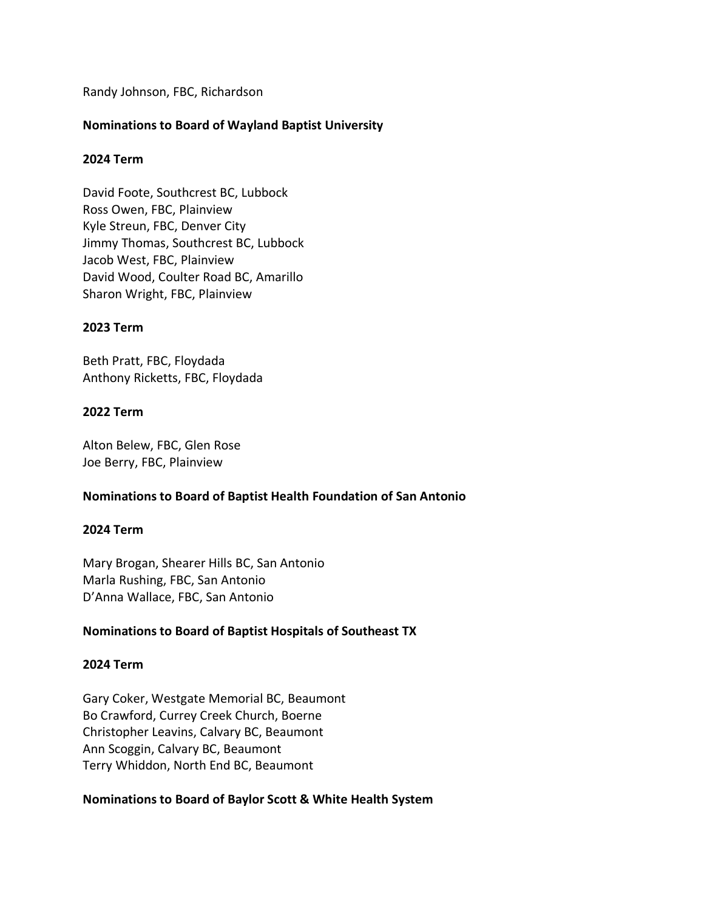Randy Johnson, FBC, Richardson

**Nominations to Board of Wayland Baptist University**

**2024 Term**

David Foote, Southcrest BC, Lubbock
Ross Owen, FBC, Plainview
Kyle Streun, FBC, Denver City
Jimmy Thomas, Southcrest BC, Lubbock
Jacob West, FBC, Plainview
David Wood, Coulter Road BC, Amarillo
Sharon Wright, FBC, Plainview

**2023 Term**

Beth Pratt, FBC, Floydada
Anthony Ricketts, FBC, Floydada

**2022 Term**

Alton Belew, FBC, Glen Rose
Joe Berry, FBC, Plainview

**Nominations to Board of Baptist Health Foundation of San Antonio**

**2024 Term**

Mary Brogan, Shearer Hills BC, San Antonio
Marla Rushing, FBC, San Antonio
D'Anna Wallace, FBC, San Antonio

**Nominations to Board of Baptist Hospitals of Southeast TX**

**2024 Term**

Gary Coker, Westgate Memorial BC, Beaumont
Bo Crawford, Currey Creek Church, Boerne
Christopher Leavins, Calvary BC, Beaumont
Ann Scoggin, Calvary BC, Beaumont
Terry Whiddon, North End BC, Beaumont

**Nominations to Board of Baylor Scott & White Health System**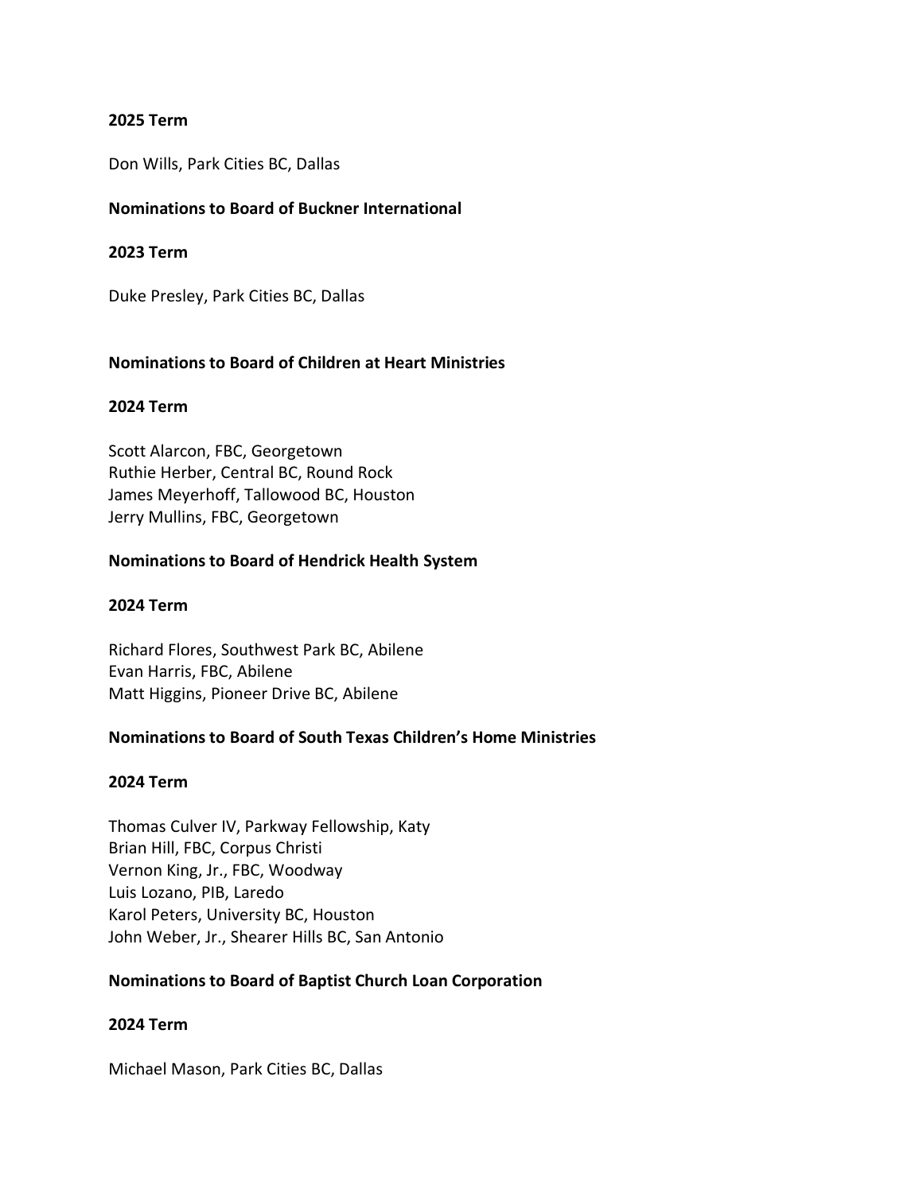**2025 Term**

Don Wills, Park Cities BC, Dallas

**Nominations to Board of Buckner International**

**2023 Term**

Duke Presley, Park Cities BC, Dallas

**Nominations to Board of Children at Heart Ministries**

**2024 Term**

Scott Alarcon, FBC, Georgetown
Ruthie Herber, Central BC, Round Rock
James Meyerhoff, Tallowood BC, Houston
Jerry Mullins, FBC, Georgetown

**Nominations to Board of Hendrick Health System**

**2024 Term**

Richard Flores, Southwest Park BC, Abilene
Evan Harris, FBC, Abilene
Matt Higgins, Pioneer Drive BC, Abilene

**Nominations to Board of South Texas Children's Home Ministries**

**2024 Term**

Thomas Culver IV, Parkway Fellowship, Katy
Brian Hill, FBC, Corpus Christi
Vernon King, Jr., FBC, Woodway
Luis Lozano, PIB, Laredo
Karol Peters, University BC, Houston
John Weber, Jr., Shearer Hills BC, San Antonio

**Nominations to Board of Baptist Church Loan Corporation**

**2024 Term**

Michael Mason, Park Cities BC, Dallas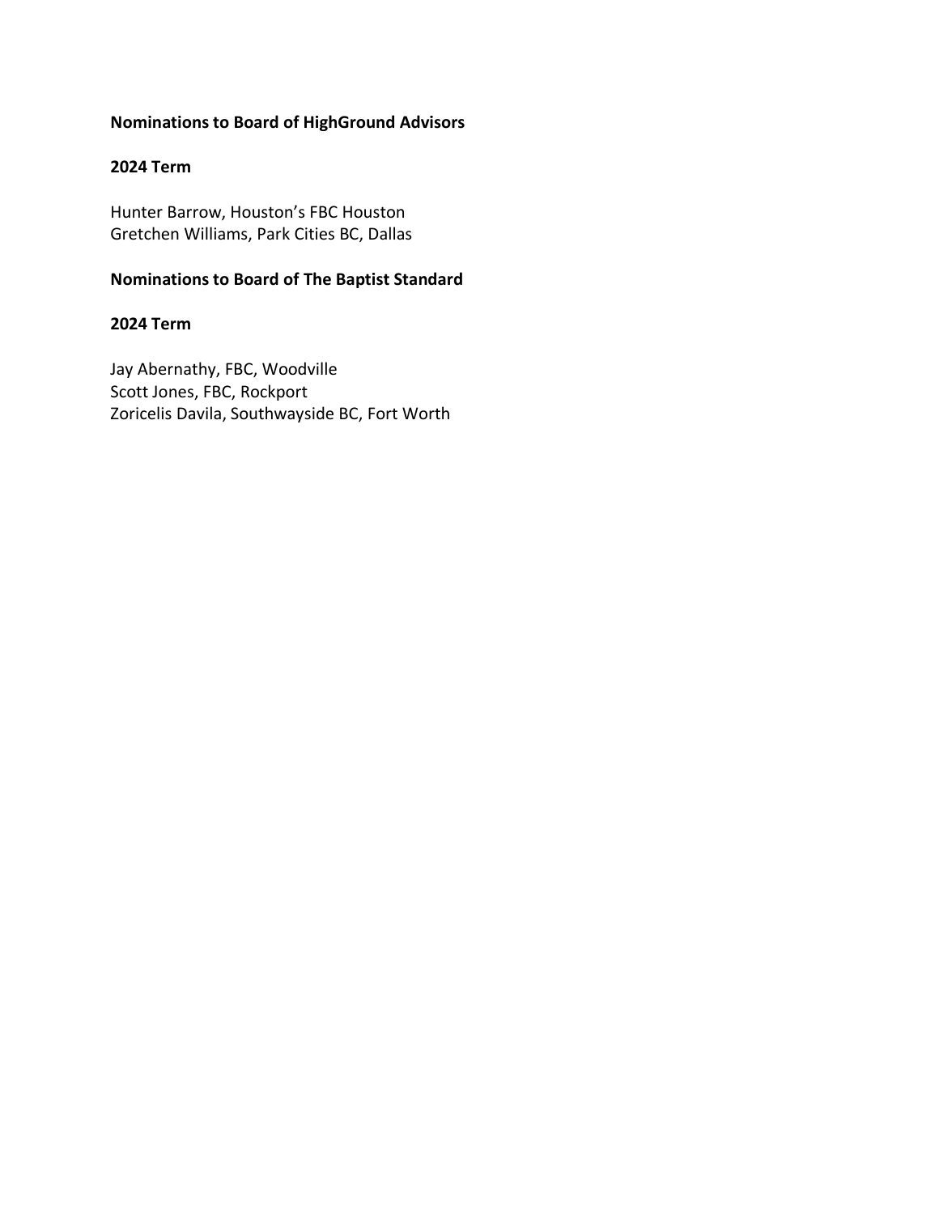**Nominations to Board of HighGround Advisors**

**2024 Term**

Hunter Barrow, Houston's FBC Houston
Gretchen Williams, Park Cities BC, Dallas

**Nominations to Board of The Baptist Standard**

**2024 Term**

Jay Abernathy, FBC, Woodville
Scott Jones, FBC, Rockport
Zoricelis Davila, Southwayside BC, Fort Worth